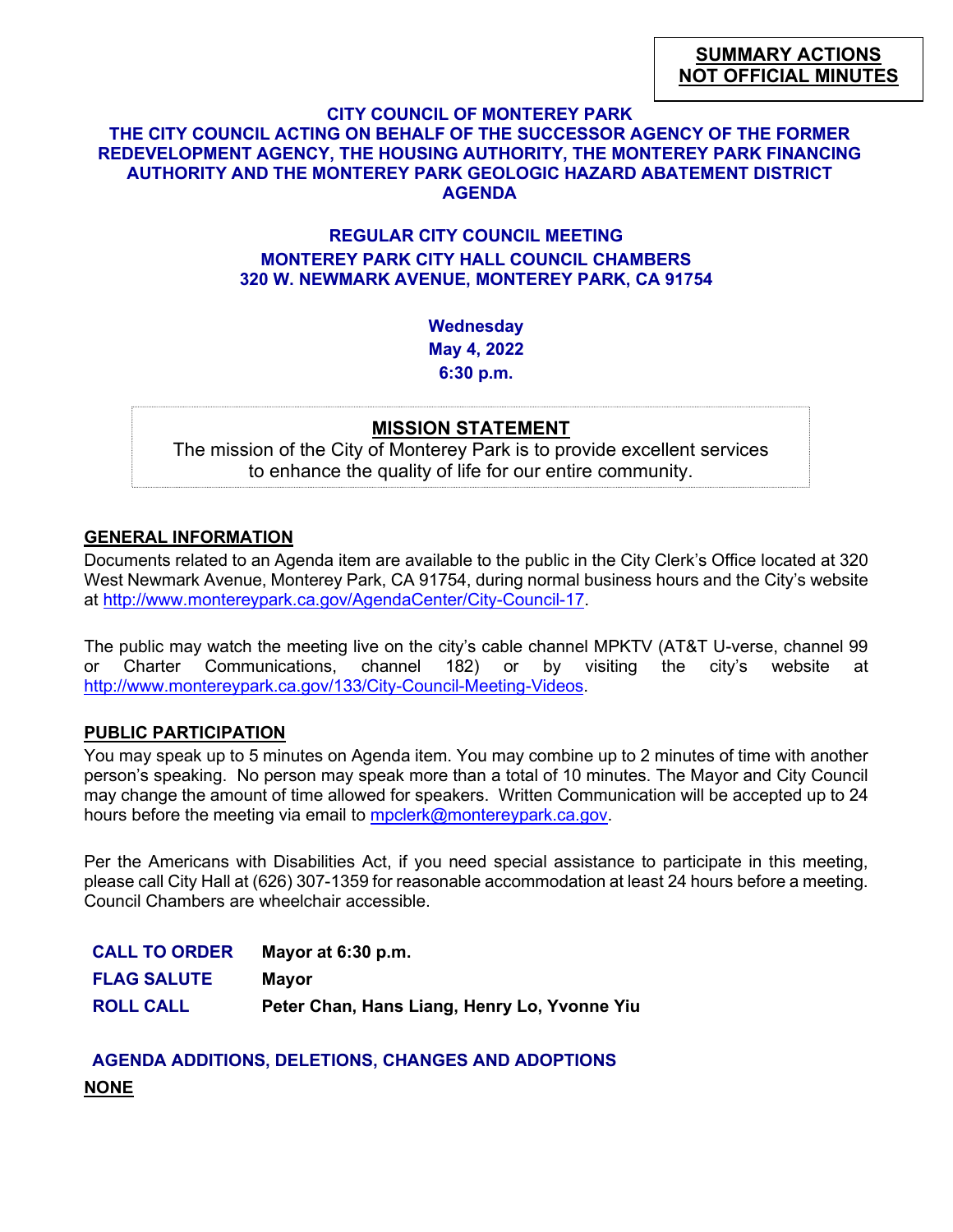**SUMMARY ACTIONS**
**NOT OFFICIAL MINUTES**

# CITY COUNCIL OF MONTEREY PARK
## THE CITY COUNCIL ACTING ON BEHALF OF THE SUCCESSOR AGENCY OF THE FORMER REDEVELOPMENT AGENCY, THE HOUSING AUTHORITY, THE MONTEREY PARK FINANCING AUTHORITY AND THE MONTEREY PARK GEOLOGIC HAZARD ABATEMENT DISTRICT AGENDA

### REGULAR CITY COUNCIL MEETING
### MONTEREY PARK CITY HALL COUNCIL CHAMBERS
### 320 W. NEWMARK AVENUE, MONTEREY PARK, CA 91754

**Wednesday**
**May 4, 2022**
**6:30 p.m.**

**MISSION STATEMENT**
The mission of the City of Monterey Park is to provide excellent services to enhance the quality of life for our entire community.

**GENERAL INFORMATION**

Documents related to an Agenda item are available to the public in the City Clerk's Office located at 320 West Newmark Avenue, Monterey Park, CA 91754, during normal business hours and the City's website at http://www.montereypark.ca.gov/AgendaCenter/City-Council-17.

The public may watch the meeting live on the city's cable channel MPKTV (AT&T U-verse, channel 99 or Charter Communications, channel 182) or by visiting the city's website at http://www.montereypark.ca.gov/133/City-Council-Meeting-Videos.

**PUBLIC PARTICIPATION**

You may speak up to 5 minutes on Agenda item. You may combine up to 2 minutes of time with another person's speaking. No person may speak more than a total of 10 minutes. The Mayor and City Council may change the amount of time allowed for speakers. Written Communication will be accepted up to 24 hours before the meeting via email to mpclerk@montereypark.ca.gov.

Per the Americans with Disabilities Act, if you need special assistance to participate in this meeting, please call City Hall at (626) 307-1359 for reasonable accommodation at least 24 hours before a meeting. Council Chambers are wheelchair accessible.

**CALL TO ORDER** Mayor at 6:30 p.m.

**FLAG SALUTE** Mayor

**ROLL CALL** Peter Chan, Hans Liang, Henry Lo, Yvonne Yiu

**AGENDA ADDITIONS, DELETIONS, CHANGES AND ADOPTIONS**

**NONE**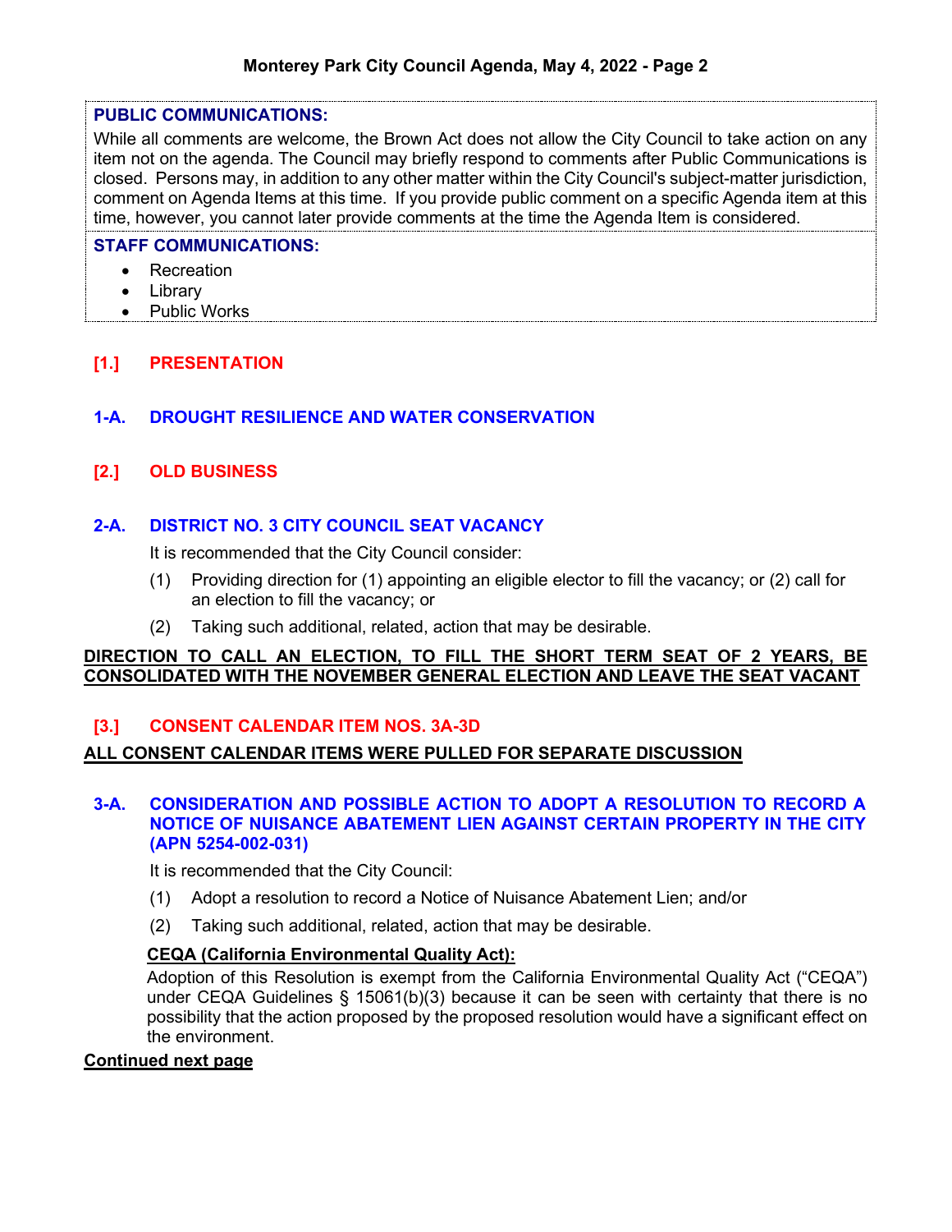**PUBLIC COMMUNICATIONS:**

While all comments are welcome, the Brown Act does not allow the City Council to take action on any item not on the agenda. The Council may briefly respond to comments after Public Communications is closed. Persons may, in addition to any other matter within the City Council's subject-matter jurisdiction, comment on Agenda Items at this time. If you provide public comment on a specific Agenda item at this time, however, you cannot later provide comments at the time the Agenda Item is considered.

**STAFF COMMUNICATIONS:**

- Recreation
- Library
- Public Works

## [1.] PRESENTATION

### 1-A. DROUGHT RESILIENCE AND WATER CONSERVATION

## [2.] OLD BUSINESS

### 2-A. DISTRICT NO. 3 CITY COUNCIL SEAT VACANCY

It is recommended that the City Council consider:

(1) Providing direction for (1) appointing an eligible elector to fill the vacancy; or (2) call for an election to fill the vacancy; or

(2) Taking such additional, related, action that may be desirable.

**DIRECTION TO CALL AN ELECTION, TO FILL THE SHORT TERM SEAT OF 2 YEARS, BE CONSOLIDATED WITH THE NOVEMBER GENERAL ELECTION AND LEAVE THE SEAT VACANT**

## [3.] CONSENT CALENDAR ITEM NOS. 3A-3D

**ALL CONSENT CALENDAR ITEMS WERE PULLED FOR SEPARATE DISCUSSION**

### 3-A. CONSIDERATION AND POSSIBLE ACTION TO ADOPT A RESOLUTION TO RECORD A NOTICE OF NUISANCE ABATEMENT LIEN AGAINST CERTAIN PROPERTY IN THE CITY (APN 5254-002-031)

It is recommended that the City Council:

(1) Adopt a resolution to record a Notice of Nuisance Abatement Lien; and/or

(2) Taking such additional, related, action that may be desirable.

**CEQA (California Environmental Quality Act):**

Adoption of this Resolution is exempt from the California Environmental Quality Act ("CEQA") under CEQA Guidelines § 15061(b)(3) because it can be seen with certainty that there is no possibility that the action proposed by the proposed resolution would have a significant effect on the environment.

**Continued next page**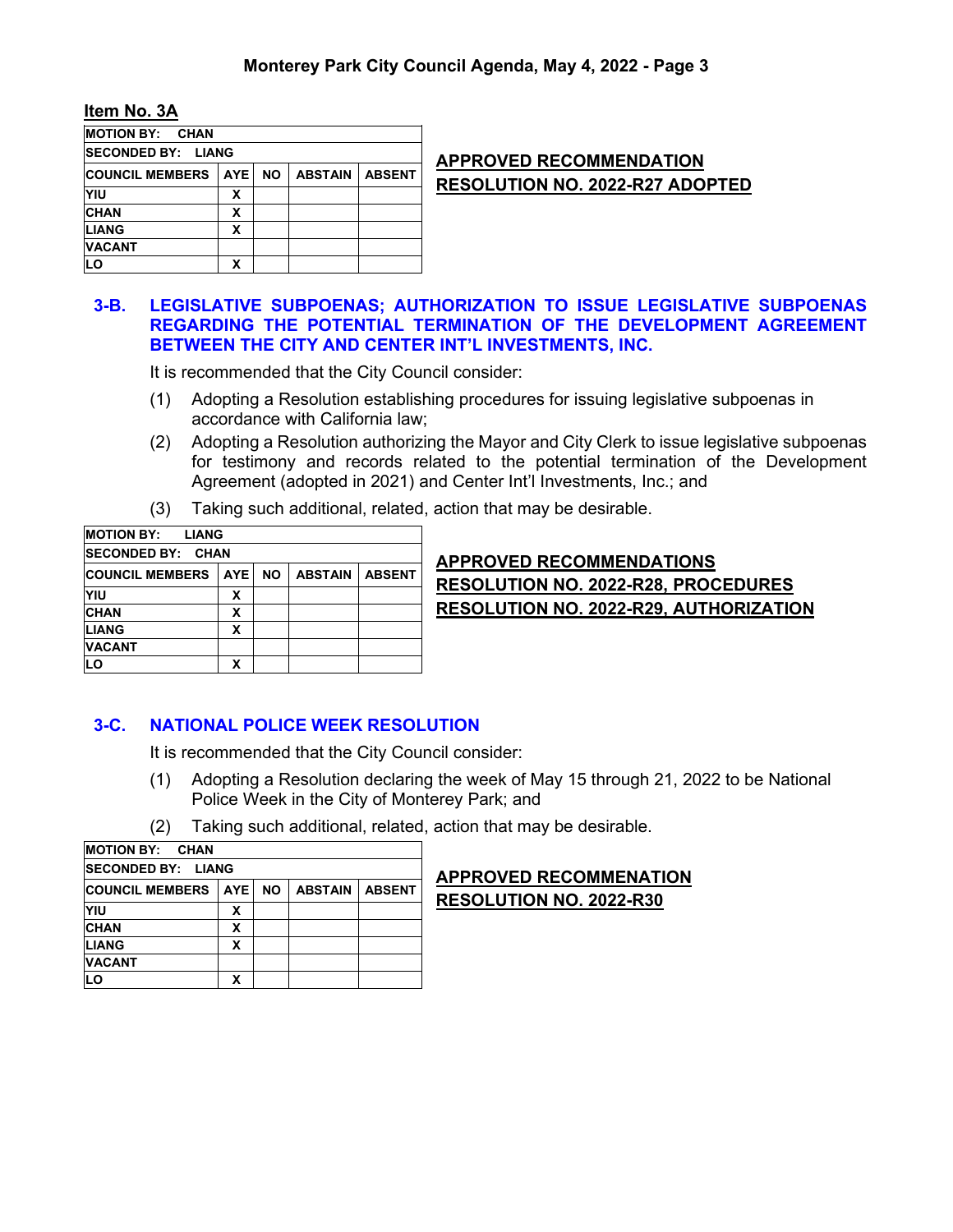**Item No. 3A**

| MOTION BY: CHAN | | | | |
|---|---|---|---|---|
| SECONDED BY: LIANG | | | | |
| COUNCIL MEMBERS | AYE | NO | ABSTAIN | ABSENT |
| YIU | X | | | |
| CHAN | X | | | |
| LIANG | X | | | |
| VACANT | | | | |
| LO | X | | | |

**APPROVED RECOMMENDATION**
**RESOLUTION NO. 2022-R27 ADOPTED**

## 3-B. LEGISLATIVE SUBPOENAS; AUTHORIZATION TO ISSUE LEGISLATIVE SUBPOENAS REGARDING THE POTENTIAL TERMINATION OF THE DEVELOPMENT AGREEMENT BETWEEN THE CITY AND CENTER INT'L INVESTMENTS, INC.

It is recommended that the City Council consider:

(1) Adopting a Resolution establishing procedures for issuing legislative subpoenas in accordance with California law;

(2) Adopting a Resolution authorizing the Mayor and City Clerk to issue legislative subpoenas for testimony and records related to the potential termination of the Development Agreement (adopted in 2021) and Center Int'l Investments, Inc.; and

(3) Taking such additional, related, action that may be desirable.

| MOTION BY: LIANG | | | | |
|---|---|---|---|---|
| SECONDED BY: CHAN | | | | |
| COUNCIL MEMBERS | AYE | NO | ABSTAIN | ABSENT |
| YIU | X | | | |
| CHAN | X | | | |
| LIANG | X | | | |
| VACANT | | | | |
| LO | X | | | |

**APPROVED RECOMMENDATIONS**
**RESOLUTION NO. 2022-R28, PROCEDURES**
**RESOLUTION NO. 2022-R29, AUTHORIZATION**

## 3-C. NATIONAL POLICE WEEK RESOLUTION

It is recommended that the City Council consider:

(1) Adopting a Resolution declaring the week of May 15 through 21, 2022 to be National Police Week in the City of Monterey Park; and

(2) Taking such additional, related, action that may be desirable.

| MOTION BY: CHAN | | | | |
|---|---|---|---|---|
| SECONDED BY: LIANG | | | | |
| COUNCIL MEMBERS | AYE | NO | ABSTAIN | ABSENT |
| YIU | X | | | |
| CHAN | X | | | |
| LIANG | X | | | |
| VACANT | | | | |
| LO | X | | | |

**APPROVED RECOMMENATION**
**RESOLUTION NO. 2022-R30**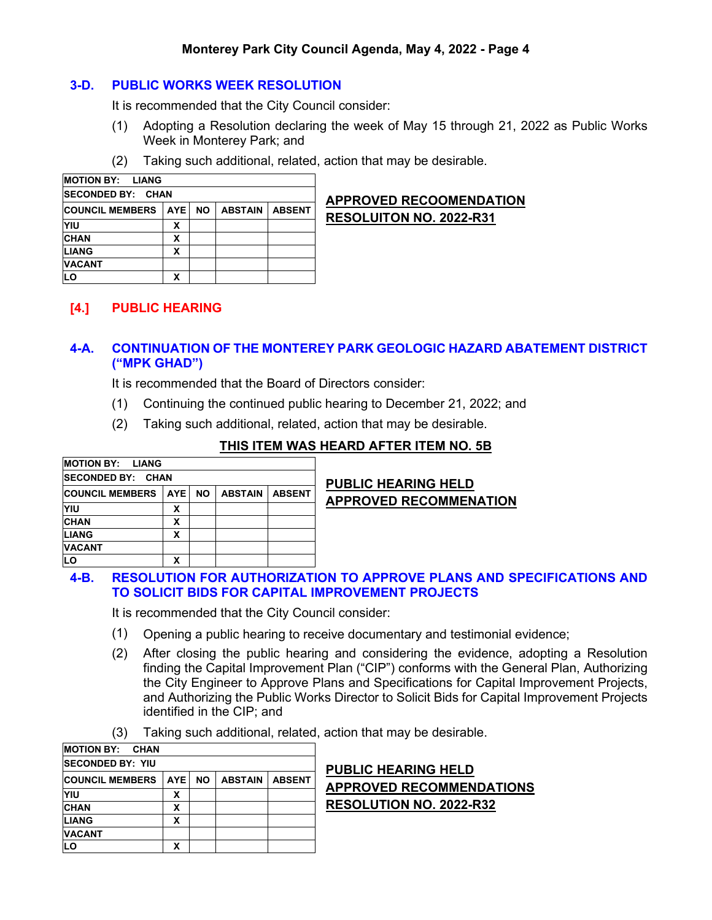### 3-D. PUBLIC WORKS WEEK RESOLUTION

It is recommended that the City Council consider:

(1) Adopting a Resolution declaring the week of May 15 through 21, 2022 as Public Works Week in Monterey Park; and

(2) Taking such additional, related, action that may be desirable.

| MOTION BY: LIANG | | | | |
|---|---|---|---|---|
| SECONDED BY: CHAN | | | | |
| COUNCIL MEMBERS | AYE | NO | ABSTAIN | ABSENT |
| YIU | X | | | |
| CHAN | X | | | |
| LIANG | X | | | |
| VACANT | | | | |
| LO | X | | | |

**APPROVED RECOOMENDATION**
**RESOLUITON NO. 2022-R31**

## [4.] PUBLIC HEARING

### 4-A. CONTINUATION OF THE MONTEREY PARK GEOLOGIC HAZARD ABATEMENT DISTRICT ("MPK GHAD")

It is recommended that the Board of Directors consider:

(1) Continuing the continued public hearing to December 21, 2022; and

(2) Taking such additional, related, action that may be desirable.

**THIS ITEM WAS HEARD AFTER ITEM NO. 5B**

| MOTION BY: LIANG | | | | |
|---|---|---|---|---|
| SECONDED BY: CHAN | | | | |
| COUNCIL MEMBERS | AYE | NO | ABSTAIN | ABSENT |
| YIU | X | | | |
| CHAN | X | | | |
| LIANG | X | | | |
| VACANT | | | | |
| LO | X | | | |

**PUBLIC HEARING HELD**
**APPROVED RECOMMENATION**

### 4-B. RESOLUTION FOR AUTHORIZATION TO APPROVE PLANS AND SPECIFICATIONS AND TO SOLICIT BIDS FOR CAPITAL IMPROVEMENT PROJECTS

It is recommended that the City Council consider:

(1) Opening a public hearing to receive documentary and testimonial evidence;

(2) After closing the public hearing and considering the evidence, adopting a Resolution finding the Capital Improvement Plan ("CIP") conforms with the General Plan, Authorizing the City Engineer to Approve Plans and Specifications for Capital Improvement Projects, and Authorizing the Public Works Director to Solicit Bids for Capital Improvement Projects identified in the CIP; and

(3) Taking such additional, related, action that may be desirable.

| MOTION BY: CHAN | | | | |
|---|---|---|---|---|
| SECONDED BY: YIU | | | | |
| COUNCIL MEMBERS | AYE | NO | ABSTAIN | ABSENT |
| YIU | X | | | |
| CHAN | X | | | |
| LIANG | X | | | |
| VACANT | | | | |
| LO | X | | | |

**PUBLIC HEARING HELD**
**APPROVED RECOMMENDATIONS**
**RESOLUTION NO. 2022-R32**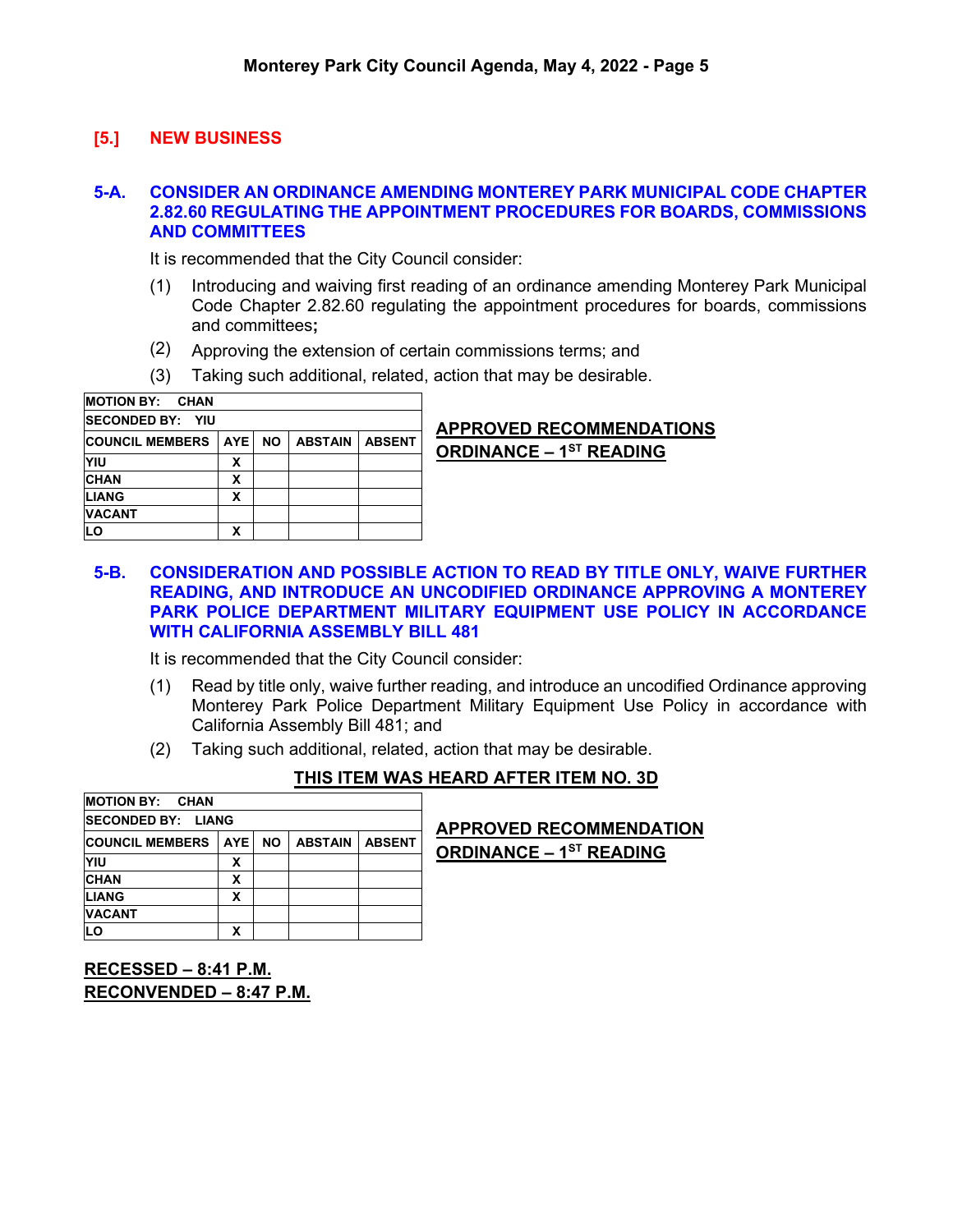## [5.] NEW BUSINESS

### 5-A. CONSIDER AN ORDINANCE AMENDING MONTEREY PARK MUNICIPAL CODE CHAPTER 2.82.60 REGULATING THE APPOINTMENT PROCEDURES FOR BOARDS, COMMISSIONS AND COMMITTEES

It is recommended that the City Council consider:

(1) Introducing and waiving first reading of an ordinance amending Monterey Park Municipal Code Chapter 2.82.60 regulating the appointment procedures for boards, commissions and committees**;**

(2) Approving the extension of certain commissions terms; and

(3) Taking such additional, related, action that may be desirable.

| MOTION BY: CHAN | | | | |
|---|---|---|---|---|
| SECONDED BY: YIU | | | | |
| COUNCIL MEMBERS | AYE | NO | ABSTAIN | ABSENT |
| YIU | X | | | |
| CHAN | X | | | |
| LIANG | X | | | |
| VACANT | | | | |
| LO | X | | | |

**APPROVED RECOMMENDATIONS**
**ORDINANCE – 1ST READING**

### 5-B. CONSIDERATION AND POSSIBLE ACTION TO READ BY TITLE ONLY, WAIVE FURTHER READING, AND INTRODUCE AN UNCODIFIED ORDINANCE APPROVING A MONTEREY PARK POLICE DEPARTMENT MILITARY EQUIPMENT USE POLICY IN ACCORDANCE WITH CALIFORNIA ASSEMBLY BILL 481

It is recommended that the City Council consider:

(1) Read by title only, waive further reading, and introduce an uncodified Ordinance approving Monterey Park Police Department Military Equipment Use Policy in accordance with California Assembly Bill 481; and

(2) Taking such additional, related, action that may be desirable.

**THIS ITEM WAS HEARD AFTER ITEM NO. 3D**

| MOTION BY: CHAN | | | | |
|---|---|---|---|---|
| SECONDED BY: LIANG | | | | |
| COUNCIL MEMBERS | AYE | NO | ABSTAIN | ABSENT |
| YIU | X | | | |
| CHAN | X | | | |
| LIANG | X | | | |
| VACANT | | | | |
| LO | X | | | |

**APPROVED RECOMMENDATION**
**ORDINANCE – 1ST READING**

**RECESSED – 8:41 P.M.**
**RECONVENDED – 8:47 P.M.**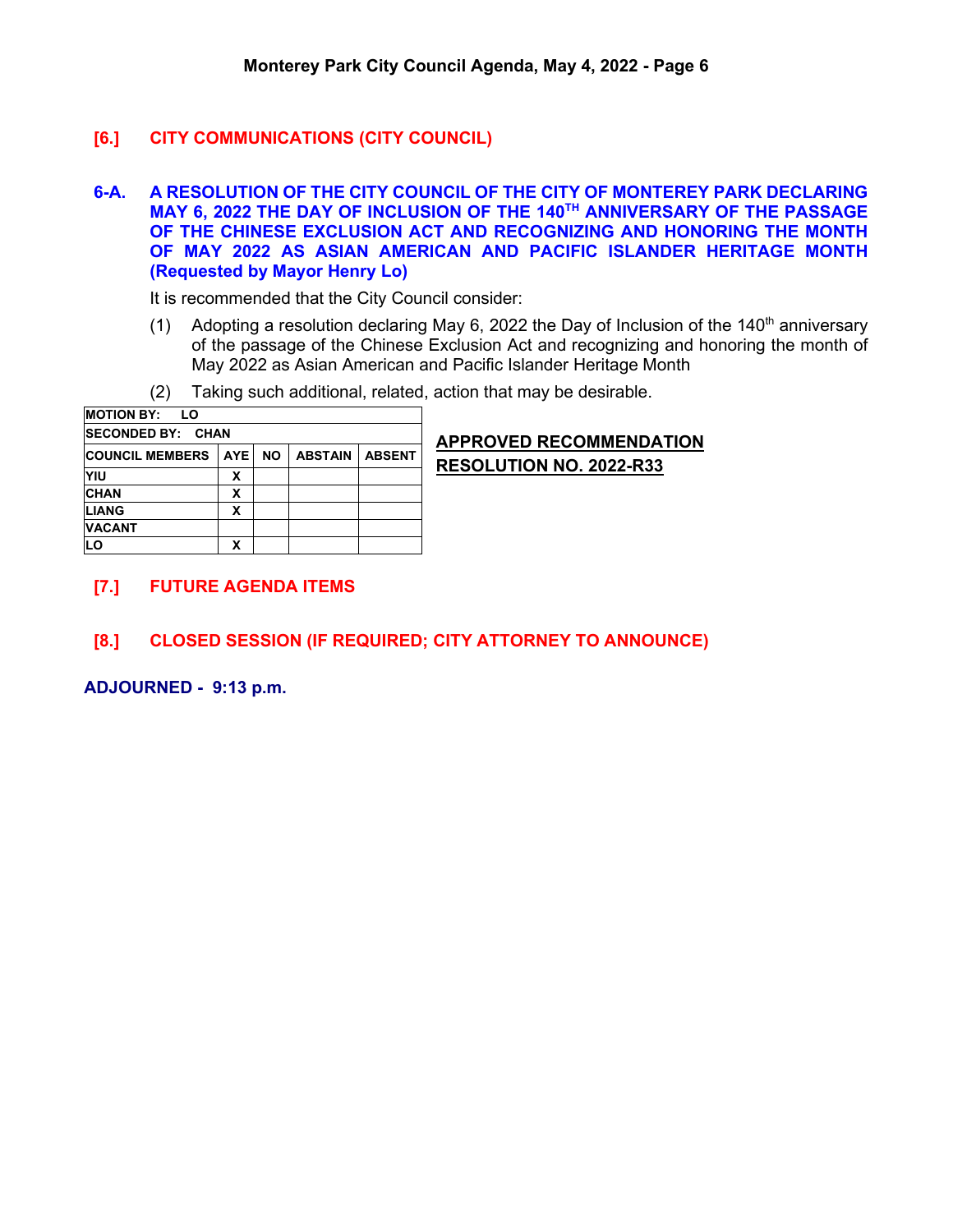## [6.] CITY COMMUNICATIONS (CITY COUNCIL)

### 6-A. A RESOLUTION OF THE CITY COUNCIL OF THE CITY OF MONTEREY PARK DECLARING MAY 6, 2022 THE DAY OF INCLUSION OF THE 140TH ANNIVERSARY OF THE PASSAGE OF THE CHINESE EXCLUSION ACT AND RECOGNIZING AND HONORING THE MONTH OF MAY 2022 AS ASIAN AMERICAN AND PACIFIC ISLANDER HERITAGE MONTH (Requested by Mayor Henry Lo)

It is recommended that the City Council consider:

(1) Adopting a resolution declaring May 6, 2022 the Day of Inclusion of the 140th anniversary of the passage of the Chinese Exclusion Act and recognizing and honoring the month of May 2022 as Asian American and Pacific Islander Heritage Month

(2) Taking such additional, related, action that may be desirable.

| MOTION BY: LO | | | | |
|---|---|---|---|---|
| SECONDED BY: CHAN | | | | |
| COUNCIL MEMBERS | AYE | NO | ABSTAIN | ABSENT |
| YIU | X | | | |
| CHAN | X | | | |
| LIANG | X | | | |
| VACANT | | | | |
| LO | X | | | |

**APPROVED RECOMMENDATION**
**RESOLUTION NO. 2022-R33**

## [7.] FUTURE AGENDA ITEMS

## [8.] CLOSED SESSION (IF REQUIRED; CITY ATTORNEY TO ANNOUNCE)

**ADJOURNED - 9:13 p.m.**